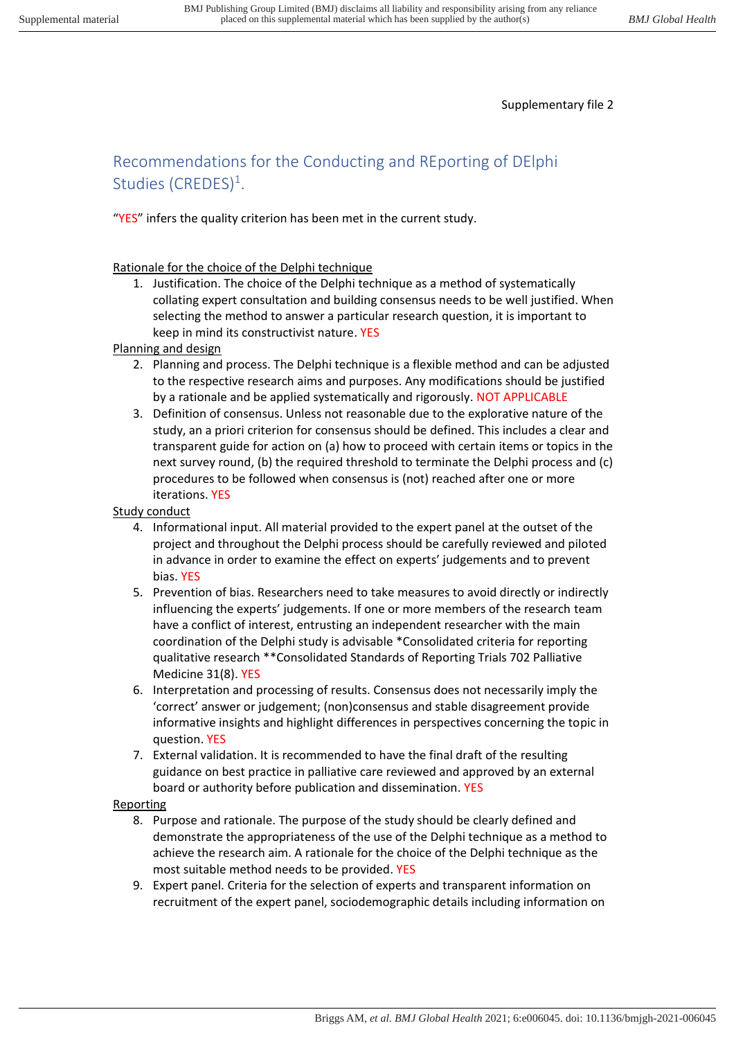Supplementary file 2

# Recommendations for the Conducting and REporting of DElphi Studies (CREDES)[1].

"YES" infers the quality criterion has been met in the current study.

Rationale for the choice of the Delphi technique

1. Justification. The choice of the Delphi technique as a method of systematically collating expert consultation and building consensus needs to be well justified. When selecting the method to answer a particular research question, it is important to keep in mind its constructivist nature. YES

Planning and design

2. Planning and process. The Delphi technique is a flexible method and can be adjusted to the respective research aims and purposes. Any modifications should be justified by a rationale and be applied systematically and rigorously. NOT APPLICABLE
3. Definition of consensus. Unless not reasonable due to the explorative nature of the study, an a priori criterion for consensus should be defined. This includes a clear and transparent guide for action on (a) how to proceed with certain items or topics in the next survey round, (b) the required threshold to terminate the Delphi process and (c) procedures to be followed when consensus is (not) reached after one or more iterations. YES

Study conduct

4. Informational input. All material provided to the expert panel at the outset of the project and throughout the Delphi process should be carefully reviewed and piloted in advance in order to examine the effect on experts' judgements and to prevent bias. YES
5. Prevention of bias. Researchers need to take measures to avoid directly or indirectly influencing the experts' judgements. If one or more members of the research team have a conflict of interest, entrusting an independent researcher with the main coordination of the Delphi study is advisable *Consolidated criteria for reporting qualitative research **Consolidated Standards of Reporting Trials 702 Palliative Medicine 31(8). YES
6. Interpretation and processing of results. Consensus does not necessarily imply the 'correct' answer or judgement; (non)consensus and stable disagreement provide informative insights and highlight differences in perspectives concerning the topic in question. YES
7. External validation. It is recommended to have the final draft of the resulting guidance on best practice in palliative care reviewed and approved by an external board or authority before publication and dissemination. YES

Reporting

8. Purpose and rationale. The purpose of the study should be clearly defined and demonstrate the appropriateness of the use of the Delphi technique as a method to achieve the research aim. A rationale for the choice of the Delphi technique as the most suitable method needs to be provided. YES
9. Expert panel. Criteria for the selection of experts and transparent information on recruitment of the expert panel, sociodemographic details including information on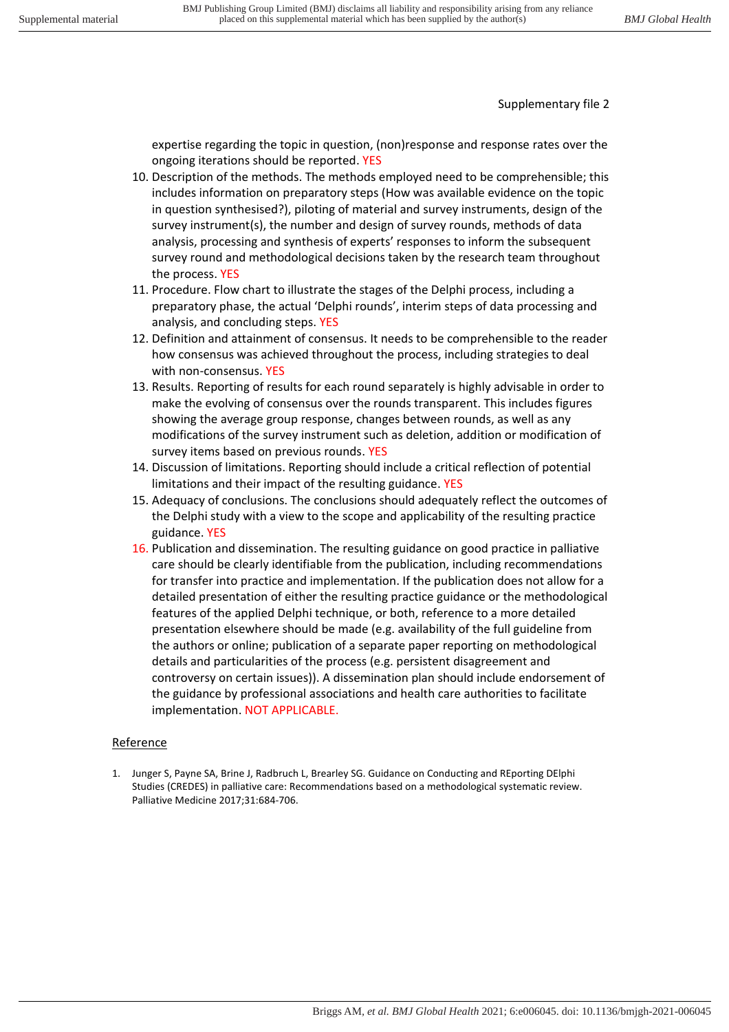Supplementary file 2

expertise regarding the topic in question, (non)response and response rates over the ongoing iterations should be reported. YES

10. Description of the methods. The methods employed need to be comprehensible; this includes information on preparatory steps (How was available evidence on the topic in question synthesised?), piloting of material and survey instruments, design of the survey instrument(s), the number and design of survey rounds, methods of data analysis, processing and synthesis of experts' responses to inform the subsequent survey round and methodological decisions taken by the research team throughout the process. YES
11. Procedure. Flow chart to illustrate the stages of the Delphi process, including a preparatory phase, the actual 'Delphi rounds', interim steps of data processing and analysis, and concluding steps. YES
12. Definition and attainment of consensus. It needs to be comprehensible to the reader how consensus was achieved throughout the process, including strategies to deal with non-consensus. YES
13. Results. Reporting of results for each round separately is highly advisable in order to make the evolving of consensus over the rounds transparent. This includes figures showing the average group response, changes between rounds, as well as any modifications of the survey instrument such as deletion, addition or modification of survey items based on previous rounds. YES
14. Discussion of limitations. Reporting should include a critical reflection of potential limitations and their impact of the resulting guidance. YES
15. Adequacy of conclusions. The conclusions should adequately reflect the outcomes of the Delphi study with a view to the scope and applicability of the resulting practice guidance. YES
16. Publication and dissemination. The resulting guidance on good practice in palliative care should be clearly identifiable from the publication, including recommendations for transfer into practice and implementation. If the publication does not allow for a detailed presentation of either the resulting practice guidance or the methodological features of the applied Delphi technique, or both, reference to a more detailed presentation elsewhere should be made (e.g. availability of the full guideline from the authors or online; publication of a separate paper reporting on methodological details and particularities of the process (e.g. persistent disagreement and controversy on certain issues)). A dissemination plan should include endorsement of the guidance by professional associations and health care authorities to facilitate implementation. NOT APPLICABLE.

## Reference

1. Junger S, Payne SA, Brine J, Radbruch L, Brearley SG. Guidance on Conducting and REporting DElphi Studies (CREDES) in palliative care: Recommendations based on a methodological systematic review. Palliative Medicine 2017;31:684-706.